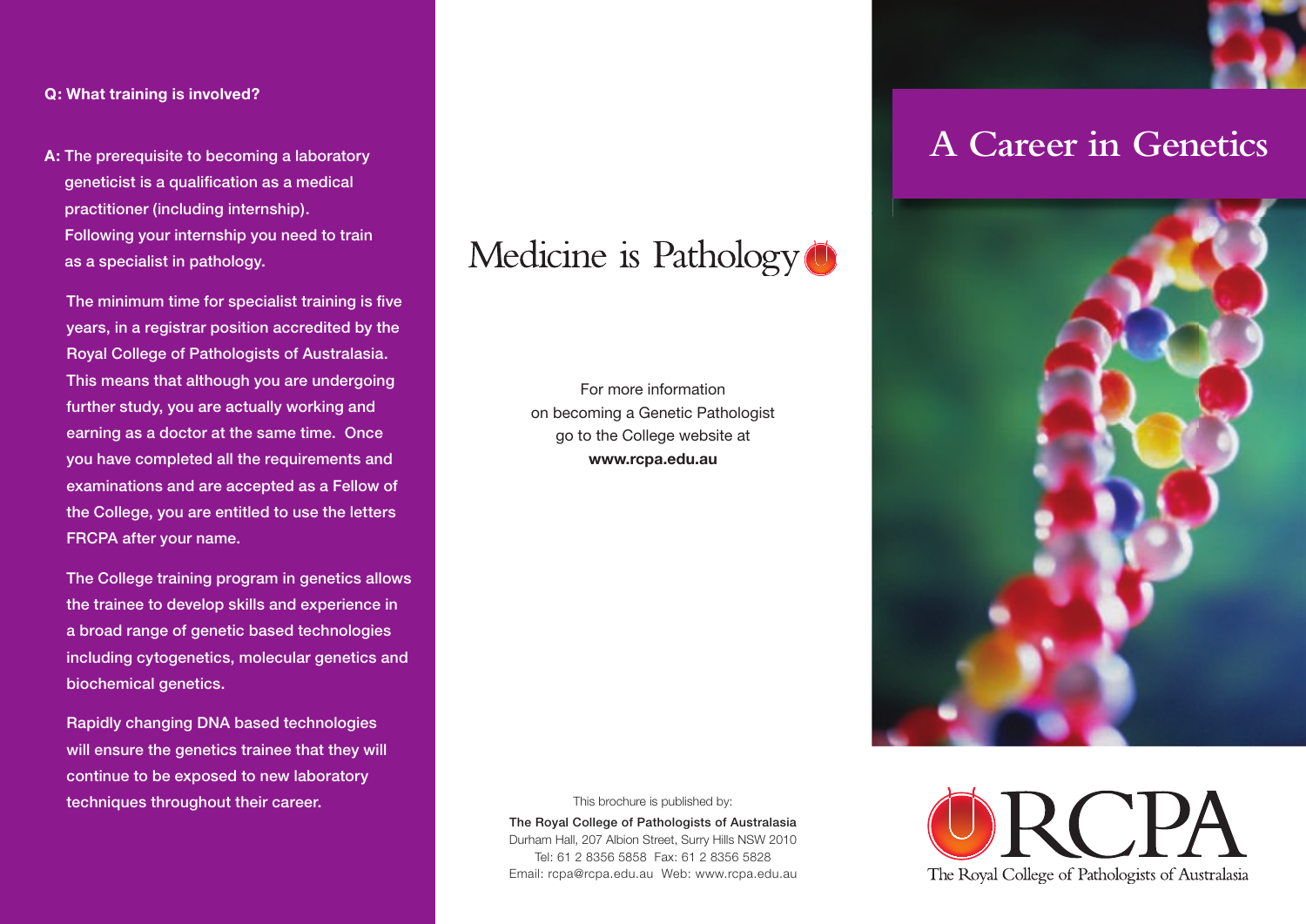**Q: What training is involved?**

**A:** The prerequisite to becoming a laboratory geneticist is a qualification as a medical practitioner (including internship). Following your internship you need to train as a specialist in pathology.

The minimum time for specialist training is five years, in a registrar position accredited by the Royal College of Pathologists of Australasia. This means that although you are undergoing further study, you are actually working and earning as a doctor at the same time. Once you have completed all the requirements and examinations and are accepted as a Fellow of the College, you are entitled to use the letters FRCPA after your name.

The College training program in genetics allows the trainee to develop skills and experience in a broad range of genetic based technologies including cytogenetics, molecular genetics and biochemical genetics.

Rapidly changing DNA based technologies will ensure the genetics trainee that they will continue to be exposed to new laboratory techniques throughout their career.

# Medicine is Pathology

For more information on becoming a Genetic Pathologist go to the College website at **www.rcpa.edu.au**

This brochure is published by:

The Royal College of Pathologists of Australasia
Durham Hall, 207 Albion Street, Surry Hills NSW 2010
Tel: 61 2 8356 5858 Fax: 61 2 8356 5828
Email: rcpa@rcpa.edu.au Web: www.rcpa.edu.au

# A Career in Genetics

RCPA
The Royal College of Pathologists of Australasia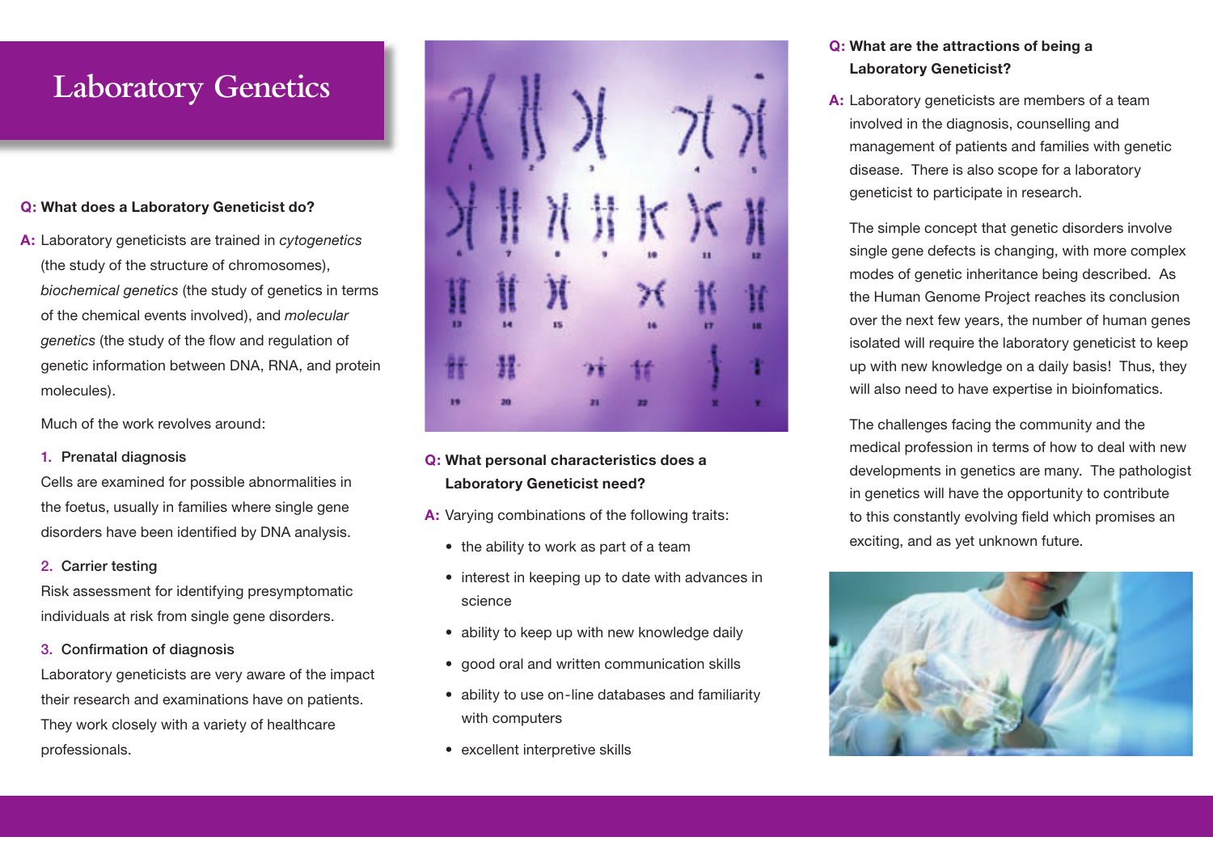# Laboratory Genetics

**Q: What does a Laboratory Geneticist do?**

**A:** Laboratory geneticists are trained in *cytogenetics* (the study of the structure of chromosomes), *biochemical genetics* (the study of genetics in terms of the chemical events involved), and *molecular genetics* (the study of the flow and regulation of genetic information between DNA, RNA, and protein molecules).

Much of the work revolves around:

1. Prenatal diagnosis
   Cells are examined for possible abnormalities in the foetus, usually in families where single gene disorders have been identified by DNA analysis.

2. Carrier testing
   Risk assessment for identifying presymptomatic individuals at risk from single gene disorders.

3. Confirmation of diagnosis
   Laboratory geneticists are very aware of the impact their research and examinations have on patients. They work closely with a variety of healthcare professionals.

**Q: What personal characteristics does a Laboratory Geneticist need?**

**A:** Varying combinations of the following traits:

- the ability to work as part of a team
- interest in keeping up to date with advances in science
- ability to keep up with new knowledge daily
- good oral and written communication skills
- ability to use on-line databases and familiarity with computers
- excellent interpretive skills

**Q: What are the attractions of being a Laboratory Geneticist?**

**A:** Laboratory geneticists are members of a team involved in the diagnosis, counselling and management of patients and families with genetic disease. There is also scope for a laboratory geneticist to participate in research.

The simple concept that genetic disorders involve single gene defects is changing, with more complex modes of genetic inheritance being described. As the Human Genome Project reaches its conclusion over the next few years, the number of human genes isolated will require the laboratory geneticist to keep up with new knowledge on a daily basis! Thus, they will also need to have expertise in bioinfomatics.

The challenges facing the community and the medical profession in terms of how to deal with new developments in genetics are many. The pathologist in genetics will have the opportunity to contribute to this constantly evolving field which promises an exciting, and as yet unknown future.